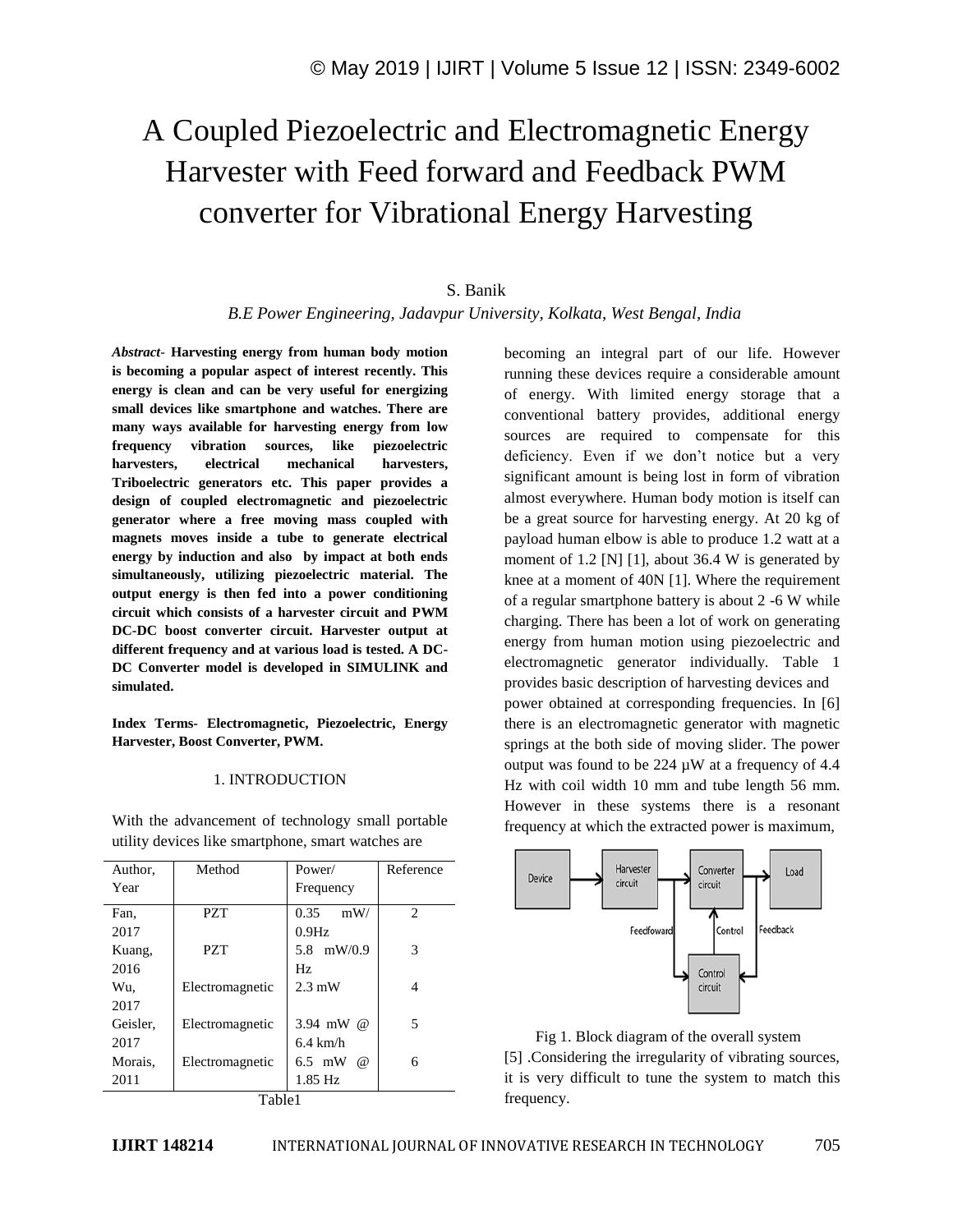# A Coupled Piezoelectric and Electromagnetic Energy Harvester with Feed forward and Feedback PWM converter for Vibrational Energy Harvesting

S. Banik

*B.E Power Engineering, Jadavpur University, Kolkata, West Bengal, India*

***Abstract*- Harvesting energy from human body motion is becoming a popular aspect of interest recently. This energy is clean and can be very useful for energizing small devices like smartphone and watches. There are many ways available for harvesting energy from low frequency vibration sources, like piezoelectric harvesters, electrical mechanical harvesters, Triboelectric generators etc. This paper provides a design of coupled electromagnetic and piezoelectric generator where a free moving mass coupled with magnets moves inside a tube to generate electrical energy by induction and also by impact at both ends simultaneously, utilizing piezoelectric material. The output energy is then fed into a power conditioning circuit which consists of a harvester circuit and PWM DC-DC boost converter circuit. Harvester output at different frequency and at various load is tested. A DC-DC Converter model is developed in SIMULINK and simulated.**

**Index Terms- Electromagnetic, Piezoelectric, Energy Harvester, Boost Converter, PWM.**

## 1. INTRODUCTION

With the advancement of technology small portable utility devices like smartphone, smart watches are becoming an integral part of our life. However running these devices require a considerable amount of energy. With limited energy storage that a conventional battery provides, additional energy sources are required to compensate for this deficiency. Even if we don't notice but a very significant amount is being lost in form of vibration almost everywhere. Human body motion is itself can be a great source for harvesting energy. At 20 kg of payload human elbow is able to produce 1.2 watt at a moment of 1.2 [N] [1], about 36.4 W is generated by knee at a moment of 40N [1]. Where the requirement of a regular smartphone battery is about 2 -6 W while charging. There has been a lot of work on generating energy from human motion using piezoelectric and electromagnetic generator individually. Table 1 provides basic description of harvesting devices and power obtained at corresponding frequencies. In [6] there is an electromagnetic generator with magnetic springs at the both side of moving slider. The power output was found to be 224 µW at a frequency of 4.4 Hz with coil width 10 mm and tube length 56 mm. However in these systems there is a resonant frequency at which the extracted power is maximum, [5] .Considering the irregularity of vibrating sources, it is very difficult to tune the system to match this frequency.

| Author, Year | Method | Power/ Frequency | Reference |
|---|---|---|---|
| Fan, 2017 | PZT | 0.35 mW/ 0.9Hz | 2 |
| Kuang, 2016 | PZT | 5.8 mW/0.9 Hz | 3 |
| Wu, 2017 | Electromagnetic | 2.3 mW | 4 |
| Geisler, 2017 | Electromagnetic | 3.94 mW @ 6.4 km/h | 5 |
| Morais, 2011 | Electromagnetic | 6.5 mW @ 1.85 Hz | 6 |

Table1

Fig 1. Block diagram of the overall system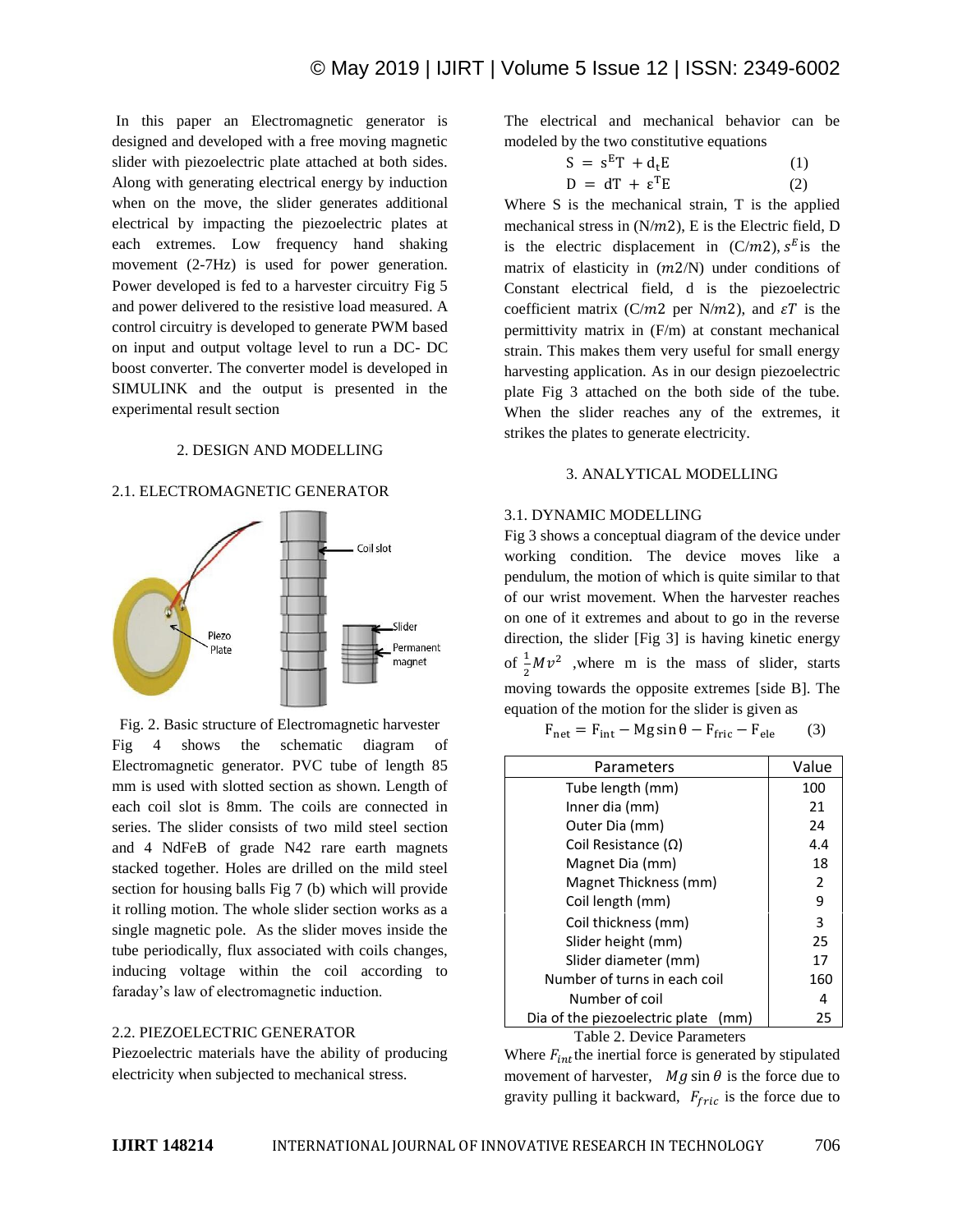In this paper an Electromagnetic generator is designed and developed with a free moving magnetic slider with piezoelectric plate attached at both sides. Along with generating electrical energy by induction when on the move, the slider generates additional electrical by impacting the piezoelectric plates at each extremes. Low frequency hand shaking movement (2-7Hz) is used for power generation. Power developed is fed to a harvester circuitry Fig 5 and power delivered to the resistive load measured. A control circuitry is developed to generate PWM based on input and output voltage level to run a DC- DC boost converter. The converter model is developed in SIMULINK and the output is presented in the experimental result section

## 2. DESIGN AND MODELLING

### 2.1. ELECTROMAGNETIC GENERATOR

Fig. 2. Basic structure of Electromagnetic harvester

Fig 4 shows the schematic diagram of Electromagnetic generator. PVC tube of length 85 mm is used with slotted section as shown. Length of each coil slot is 8mm. The coils are connected in series. The slider consists of two mild steel section and 4 NdFeB of grade N42 rare earth magnets stacked together. Holes are drilled on the mild steel section for housing balls Fig 7 (b) which will provide it rolling motion. The whole slider section works as a single magnetic pole. As the slider moves inside the tube periodically, flux associated with coils changes, inducing voltage within the coil according to faraday's law of electromagnetic induction.

### 2.2. PIEZOELECTRIC GENERATOR

Piezoelectric materials have the ability of producing electricity when subjected to mechanical stress. The electrical and mechanical behavior can be modeled by the two constitutive equations

$$S = s^{E}T + d_{t}E \qquad (1)$$

$$D = dT + \varepsilon^{T}E \qquad (2)$$

Where S is the mechanical strain, T is the applied mechanical stress in (N/$m2$), E is the Electric field, D is the electric displacement in (C/$m2$), $s^{E}$is the matrix of elasticity in ($m2$/N) under conditions of Constant electrical field, d is the piezoelectric coefficient matrix (C/$m2$ per N/$m2$), and $\varepsilon T$ is the permittivity matrix in (F/m) at constant mechanical strain. This makes them very useful for small energy harvesting application. As in our design piezoelectric plate Fig 3 attached on the both side of the tube. When the slider reaches any of the extremes, it strikes the plates to generate electricity.

## 3. ANALYTICAL MODELLING

### 3.1. DYNAMIC MODELLING

Fig 3 shows a conceptual diagram of the device under working condition. The device moves like a pendulum, the motion of which is quite similar to that of our wrist movement. When the harvester reaches on one of it extremes and about to go in the reverse direction, the slider [Fig 3] is having kinetic energy of $\frac{1}{2}Mv^{2}$ ,where m is the mass of slider, starts moving towards the opposite extremes [side B]. The equation of the motion for the slider is given as

$$F_{net} = F_{int} - Mg\sin\theta - F_{fric} - F_{ele} \qquad (3)$$

| Parameters | Value |
|---|---|
| Tube length (mm) | 100 |
| Inner dia (mm) | 21 |
| Outer Dia (mm) | 24 |
| Coil Resistance (Ω) | 4.4 |
| Magnet Dia (mm) | 18 |
| Magnet Thickness (mm) | 2 |
| Coil length (mm) | 9 |
| Coil thickness (mm) | 3 |
| Slider height (mm) | 25 |
| Slider diameter (mm) | 17 |
| Number of turns in each coil | 160 |
| Number of coil | 4 |
| Dia of the piezoelectric plate (mm) | 25 |

Table 2. Device Parameters

Where $F_{int}$ the inertial force is generated by stipulated movement of harvester, $Mg\sin\theta$ is the force due to gravity pulling it backward, $F_{fric}$ is the force due to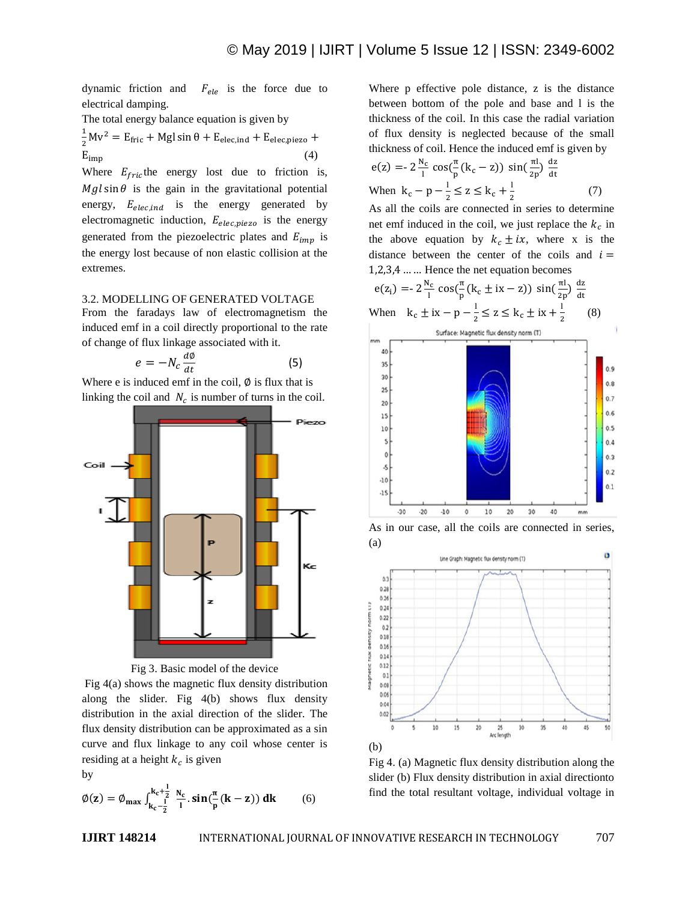dynamic friction and $F_{ele}$ is the force due to electrical damping.

The total energy balance equation is given by

$$\frac{1}{2}Mv^2 = E_{fric} + Mgl\sin\theta + E_{elec,ind} + E_{elec,piezo} + E_{imp} \quad (4)$$

Where $E_{fric}$ the energy lost due to friction is, $Mgl\sin\theta$ is the gain in the gravitational potential energy, $E_{elec,ind}$ is the energy generated by electromagnetic induction, $E_{elec,piezo}$ is the energy generated from the piezoelectric plates and $E_{imp}$ is the energy lost because of non elastic collision at the extremes.

### 3.2. MODELLING OF GENERATED VOLTAGE

From the faradays law of electromagnetism the induced emf in a coil directly proportional to the rate of change of flux linkage associated with it.

$$e = -N_c\frac{d\emptyset}{dt} \quad (5)$$

Where e is induced emf in the coil, $\emptyset$ is flux that is linking the coil and $N_c$ is number of turns in the coil.

Fig 3. Basic model of the device

Fig 4(a) shows the magnetic flux density distribution along the slider. Fig 4(b) shows flux density distribution in the axial direction of the slider. The flux density distribution can be approximated as a sin curve and flux linkage to any coil whose center is residing at a height $k_c$ is given by

$$\emptyset(\mathbf{z}) = \emptyset_{max}\int_{k_c-\frac{l}{2}}^{k_c+\frac{l}{2}} \frac{N_c}{l}.\sin\left(\frac{\pi}{p}(k-z)\right)dk \quad (6)$$

Where p effective pole distance, z is the distance between bottom of the pole and base and l is the thickness of the coil. In this case the radial variation of flux density is neglected because of the small thickness of coil. Hence the induced emf is given by

$$e(z) = -2\frac{N_c}{l}\cos\left(\frac{\pi}{p}(k_c - z)\right)\sin\left(\frac{\pi l}{2p}\right)\frac{dz}{dt}$$

$$\text{When } k_c - p - \frac{l}{2} \le z \le k_c + \frac{l}{2} \quad (7)$$

As all the coils are connected in series to determine net emf induced in the coil, we just replace the $k_c$ in the above equation by $k_c \pm ix$, where x is the distance between the center of the coils and $i = 1,2,3,4 \ldots\ldots$ Hence the net equation becomes

$$e(z_i) = -2\frac{N_c}{l}\cos\left(\frac{\pi}{p}(k_c \pm ix - z)\right)\sin\left(\frac{\pi l}{2p}\right)\frac{dz}{dt}$$

$$\text{When } k_c \pm ix - p - \frac{l}{2} \le z \le k_c \pm ix + \frac{l}{2} \quad (8)$$

(a)

(b)

Fig 4. (a) Magnetic flux density distribution along the slider (b) Flux density distribution in axial directionto

As in our case, all the coils are connected in series, find the total resultant voltage, individual voltage in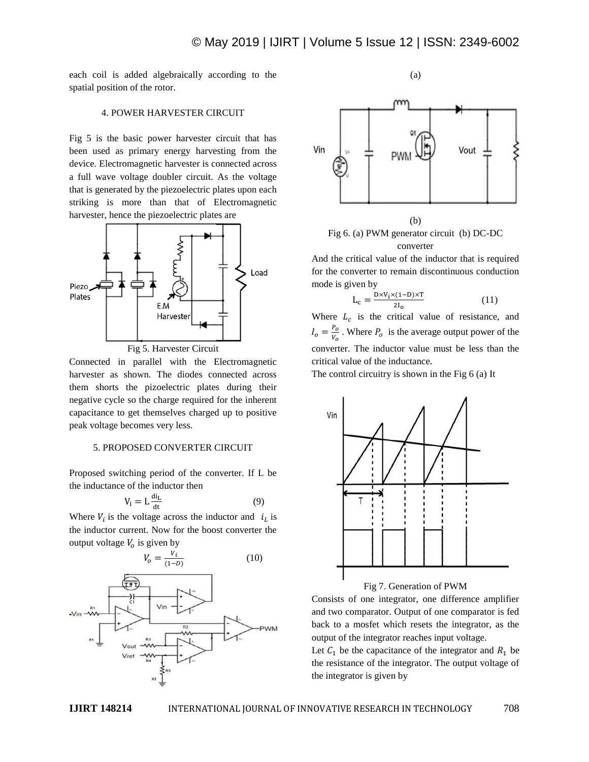each coil is added algebraically according to the spatial position of the rotor.

## 4. POWER HARVESTER CIRCUIT

Fig 5 is the basic power harvester circuit that has been used as primary energy harvesting from the device. Electromagnetic harvester is connected across a full wave voltage doubler circuit. As the voltage that is generated by the piezoelectric plates upon each striking is more than that of Electromagnetic harvester, hence the piezoelectric plates are

Fig 5. Harvester Circuit

Connected in parallel with the Electromagnetic harvester as shown. The diodes connected across them shorts the pizoelectric plates during their negative cycle so the charge required for the inherent capacitance to get themselves charged up to positive peak voltage becomes very less.

## 5. PROPOSED CONVERTER CIRCUIT

Proposed switching period of the converter. If L be the inductance of the inductor then

$$V_i = L\frac{di_L}{dt} \qquad (9)$$

Where $V_i$ is the voltage across the inductor and $i_L$ is the inductor current. Now for the boost converter the output voltage $V_o$ is given by

$$V_o = \frac{V_i}{(1-D)} \qquad (10)$$

(a)

(b)

Fig 6. (a) PWM generator circuit (b) DC-DC converter

And the critical value of the inductor that is required for the converter to remain discontinuous conduction mode is given by

$$L_c = \frac{D \times V_i \times (1-D) \times T}{2I_o} \qquad (11)$$

Where $L_c$ is the critical value of resistance, and $I_o = \frac{P_o}{V_o}$. Where $P_o$ is the average output power of the converter. The inductor value must be less than the critical value of the inductance.

The control circuitry is shown in the Fig 6 (a) It

Fig 7. Generation of PWM

Consists of one integrator, one difference amplifier and two comparator. Output of one comparator is fed back to a mosfet which resets the integrator, as the output of the integrator reaches input voltage.

Let $C_1$ be the capacitance of the integrator and $R_1$ be the resistance of the integrator. The output voltage of the integrator is given by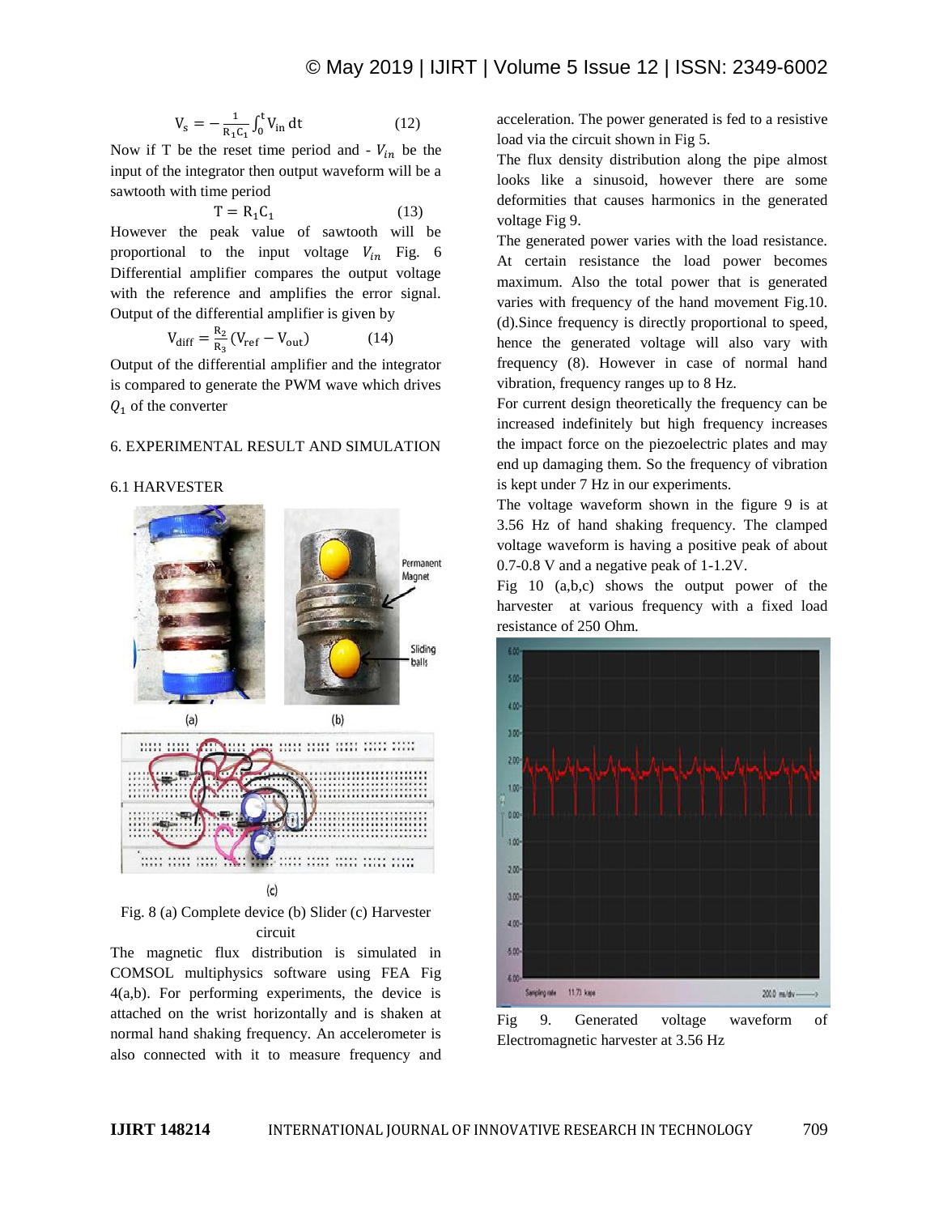$$V_s = -\frac{1}{R_1C_1}\int_0^t V_{in}\,dt \qquad (12)$$

Now if T be the reset time period and - $V_{in}$ be the input of the integrator then output waveform will be a sawtooth with time period

$$T = R_1C_1 \qquad (13)$$

However the peak value of sawtooth will be proportional to the input voltage $V_{in}$ Fig. 6 Differential amplifier compares the output voltage with the reference and amplifies the error signal. Output of the differential amplifier is given by

$$V_{diff} = \frac{R_2}{R_3}(V_{ref} - V_{out}) \qquad (14)$$

Output of the differential amplifier and the integrator is compared to generate the PWM wave which drives $Q_1$ of the converter

## 6. EXPERIMENTAL RESULT AND SIMULATION

### 6.1 HARVESTER

Fig. 8 (a) Complete device (b) Slider (c) Harvester circuit

The magnetic flux distribution is simulated in COMSOL multiphysics software using FEA Fig 4(a,b). For performing experiments, the device is attached on the wrist horizontally and is shaken at normal hand shaking frequency. An accelerometer is also connected with it to measure frequency and acceleration. The power generated is fed to a resistive load via the circuit shown in Fig 5.

The flux density distribution along the pipe almost looks like a sinusoid, however there are some deformities that causes harmonics in the generated voltage Fig 9.

The generated power varies with the load resistance. At certain resistance the load power becomes maximum. Also the total power that is generated varies with frequency of the hand movement Fig.10. (d).Since frequency is directly proportional to speed, hence the generated voltage will also vary with frequency (8). However in case of normal hand vibration, frequency ranges up to 8 Hz.

For current design theoretically the frequency can be increased indefinitely but high frequency increases the impact force on the piezoelectric plates and may end up damaging them. So the frequency of vibration is kept under 7 Hz in our experiments.

The voltage waveform shown in the figure 9 is at 3.56 Hz of hand shaking frequency. The clamped voltage waveform is having a positive peak of about 0.7-0.8 V and a negative peak of 1-1.2V.

Fig 10 (a,b,c) shows the output power of the harvester at various frequency with a fixed load resistance of 250 Ohm.

Fig 9. Generated voltage waveform of Electromagnetic harvester at 3.56 Hz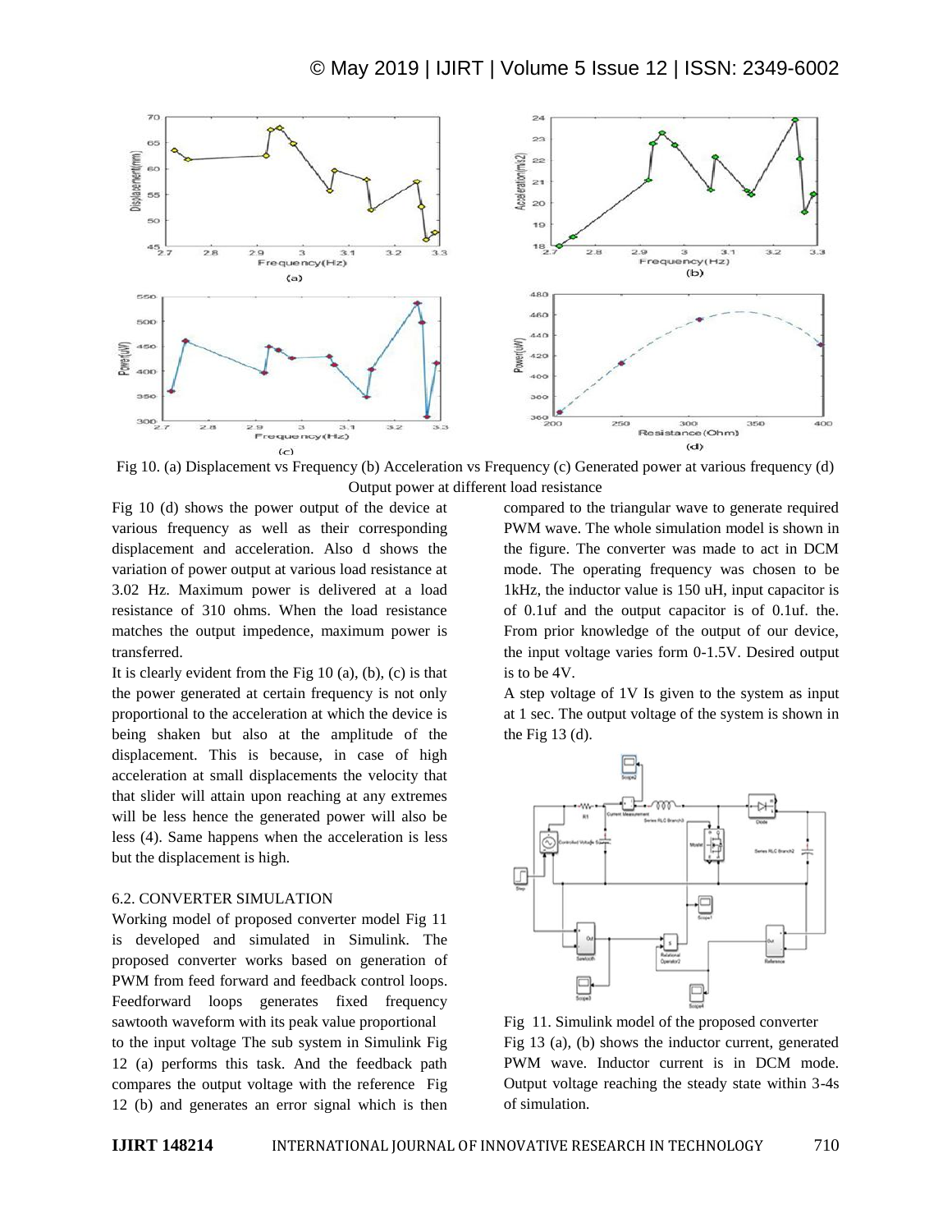Fig 10. (a) Displacement vs Frequency (b) Acceleration vs Frequency (c) Generated power at various frequency (d) Output power at different load resistance

Fig 10 (d) shows the power output of the device at various frequency as well as their corresponding displacement and acceleration. Also d shows the variation of power output at various load resistance at 3.02 Hz. Maximum power is delivered at a load resistance of 310 ohms. When the load resistance matches the output impedence, maximum power is transferred.

It is clearly evident from the Fig 10 (a), (b), (c) is that the power generated at certain frequency is not only proportional to the acceleration at which the device is being shaken but also at the amplitude of the displacement. This is because, in case of high acceleration at small displacements the velocity that that slider will attain upon reaching at any extremes will be less hence the generated power will also be less (4). Same happens when the acceleration is less but the displacement is high.

### 6.2. CONVERTER SIMULATION

Working model of proposed converter model Fig 11 is developed and simulated in Simulink. The proposed converter works based on generation of PWM from feed forward and feedback control loops. Feedforward loops generates fixed frequency sawtooth waveform with its peak value proportional to the input voltage The sub system in Simulink Fig 12 (a) performs this task. And the feedback path compares the output voltage with the reference Fig 12 (b) and generates an error signal which is then compared to the triangular wave to generate required PWM wave. The whole simulation model is shown in the figure. The converter was made to act in DCM mode. The operating frequency was chosen to be 1kHz, the inductor value is 150 uH, input capacitor is of 0.1uf and the output capacitor is of 0.1uf. the. From prior knowledge of the output of our device, the input voltage varies form 0-1.5V. Desired output is to be 4V.

A step voltage of 1V Is given to the system as input at 1 sec. The output voltage of the system is shown in the Fig 13 (d).

Fig 11. Simulink model of the proposed converter

Fig 13 (a), (b) shows the inductor current, generated PWM wave. Inductor current is in DCM mode. Output voltage reaching the steady state within 3-4s of simulation.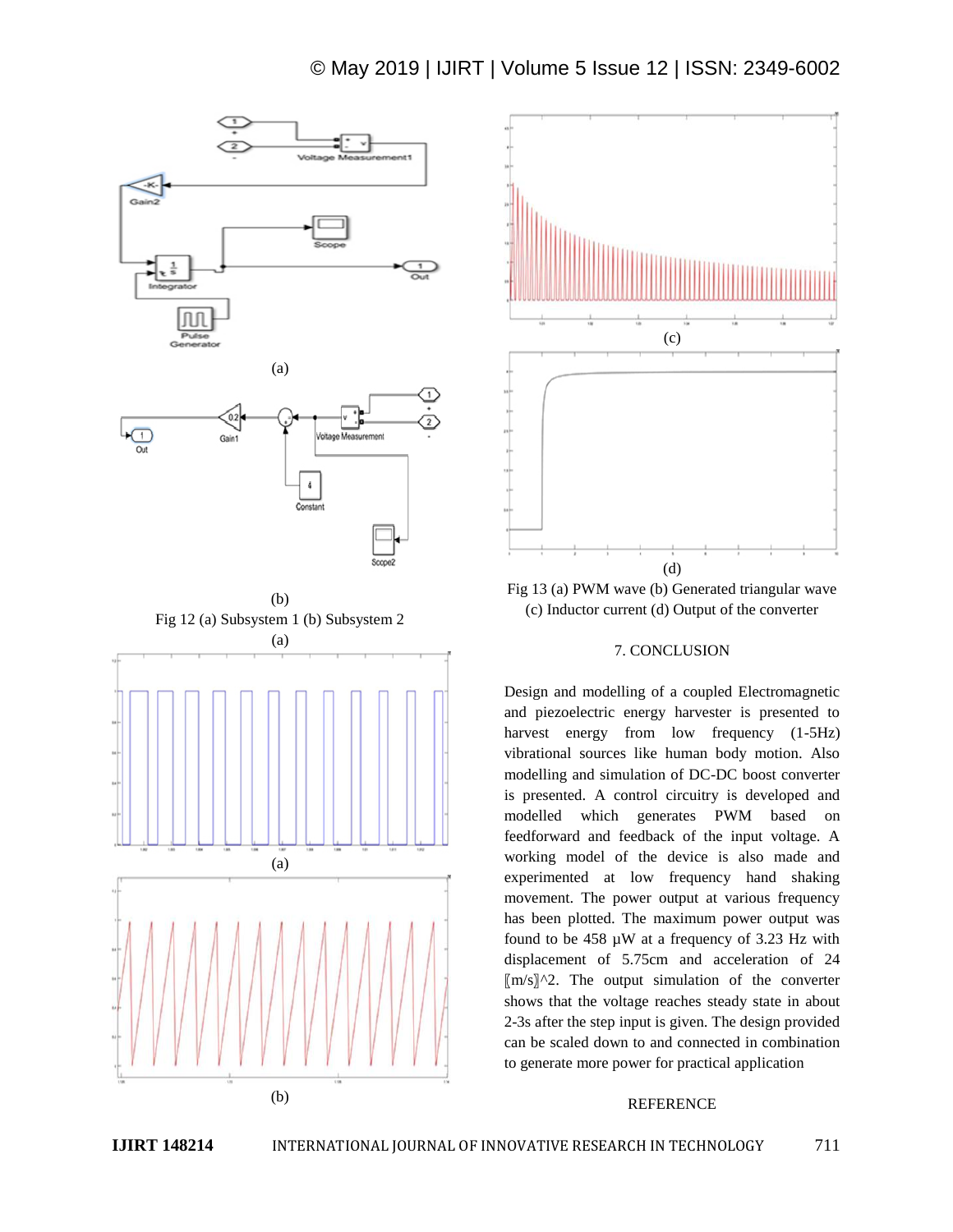(a)

(b)

Fig 12 (a) Subsystem 1 (b) Subsystem 2

(a)

(a)

(b)

(c)

(d)

Fig 13 (a) PWM wave (b) Generated triangular wave (c) Inductor current (d) Output of the converter

## 7. CONCLUSION

Design and modelling of a coupled Electromagnetic and piezoelectric energy harvester is presented to harvest energy from low frequency (1-5Hz) vibrational sources like human body motion. Also modelling and simulation of DC-DC boost converter is presented. A control circuitry is developed and modelled which generates PWM based on feedforward and feedback of the input voltage. A working model of the device is also made and experimented at low frequency hand shaking movement. The power output at various frequency has been plotted. The maximum power output was found to be 458 μW at a frequency of 3.23 Hz with displacement of 5.75cm and acceleration of 24 ⟦m/s⟧^2. The output simulation of the converter shows that the voltage reaches steady state in about 2-3s after the step input is given. The design provided can be scaled down to and connected in combination to generate more power for practical application

## REFERENCE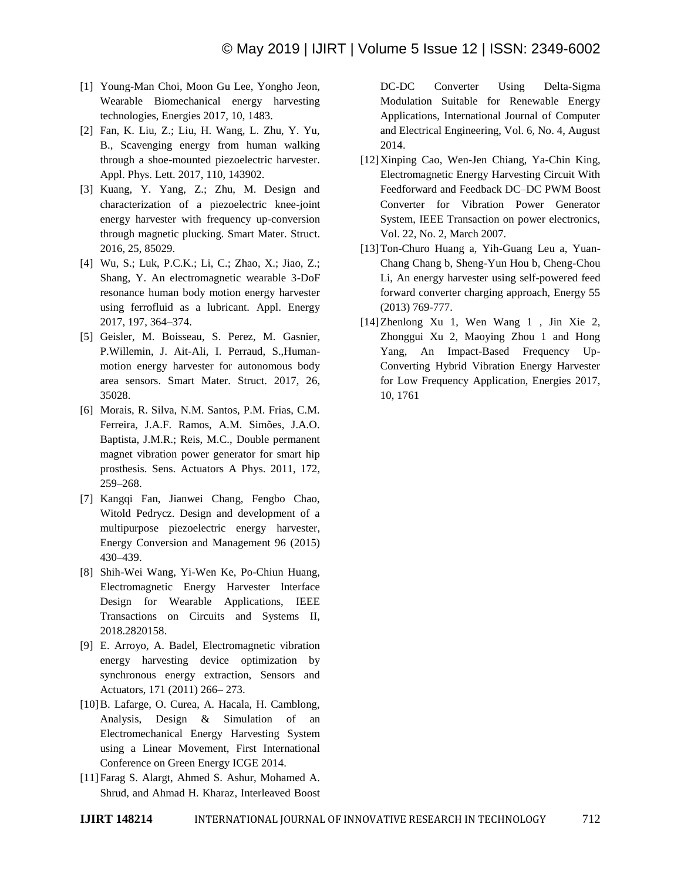[1] Young-Man Choi, Moon Gu Lee, Yongho Jeon, Wearable Biomechanical energy harvesting technologies, Energies 2017, 10, 1483.

[2] Fan, K. Liu, Z.; Liu, H. Wang, L. Zhu, Y. Yu, B., Scavenging energy from human walking through a shoe-mounted piezoelectric harvester. Appl. Phys. Lett. 2017, 110, 143902.

[3] Kuang, Y. Yang, Z.; Zhu, M. Design and characterization of a piezoelectric knee-joint energy harvester with frequency up-conversion through magnetic plucking. Smart Mater. Struct. 2016, 25, 85029.

[4] Wu, S.; Luk, P.C.K.; Li, C.; Zhao, X.; Jiao, Z.; Shang, Y. An electromagnetic wearable 3-DoF resonance human body motion energy harvester using ferrofluid as a lubricant. Appl. Energy 2017, 197, 364–374.

[5] Geisler, M. Boisseau, S. Perez, M. Gasnier, P.Willemin, J. Ait-Ali, I. Perraud, S.,Human-motion energy harvester for autonomous body area sensors. Smart Mater. Struct. 2017, 26, 35028.

[6] Morais, R. Silva, N.M. Santos, P.M. Frias, C.M. Ferreira, J.A.F. Ramos, A.M. Simões, J.A.O. Baptista, J.M.R.; Reis, M.C., Double permanent magnet vibration power generator for smart hip prosthesis. Sens. Actuators A Phys. 2011, 172, 259–268.

[7] Kangqi Fan, Jianwei Chang, Fengbo Chao, Witold Pedrycz. Design and development of a multipurpose piezoelectric energy harvester, Energy Conversion and Management 96 (2015) 430–439.

[8] Shih-Wei Wang, Yi-Wen Ke, Po-Chiun Huang, Electromagnetic Energy Harvester Interface Design for Wearable Applications, IEEE Transactions on Circuits and Systems II, 2018.2820158.

[9] E. Arroyo, A. Badel, Electromagnetic vibration energy harvesting device optimization by synchronous energy extraction, Sensors and Actuators, 171 (2011) 266– 273.

[10] B. Lafarge, O. Curea, A. Hacala, H. Camblong, Analysis, Design & Simulation of an Electromechanical Energy Harvesting System using a Linear Movement, First International Conference on Green Energy ICGE 2014.

[11] Farag S. Alargt, Ahmed S. Ashur, Mohamed A. Shrud, and Ahmad H. Kharaz, Interleaved Boost DC-DC Converter Using Delta-Sigma Modulation Suitable for Renewable Energy Applications, International Journal of Computer and Electrical Engineering, Vol. 6, No. 4, August 2014.

[12] Xinping Cao, Wen-Jen Chiang, Ya-Chin King, Electromagnetic Energy Harvesting Circuit With Feedforward and Feedback DC–DC PWM Boost Converter for Vibration Power Generator System, IEEE Transaction on power electronics, Vol. 22, No. 2, March 2007.

[13] Ton-Churo Huang a, Yih-Guang Leu a, Yuan-Chang Chang b, Sheng-Yun Hou b, Cheng-Chou Li, An energy harvester using self-powered feed forward converter charging approach, Energy 55 (2013) 769-777.

[14] Zhenlong Xu 1, Wen Wang 1 , Jin Xie 2, Zhonggui Xu 2, Maoying Zhou 1 and Hong Yang, An Impact-Based Frequency Up-Converting Hybrid Vibration Energy Harvester for Low Frequency Application, Energies 2017, 10, 1761